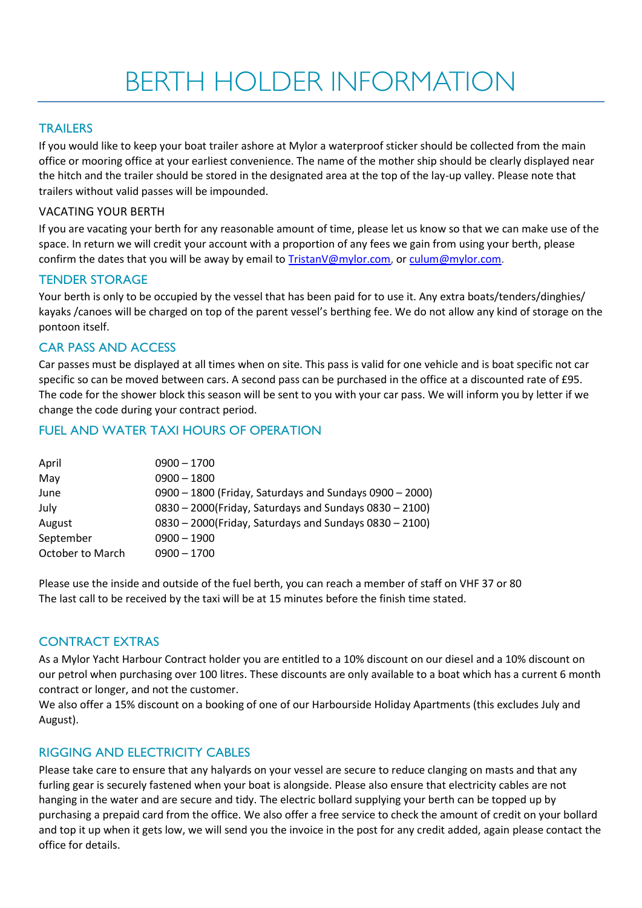# BERTH HOLDER INFORMATION

## TRAILERS

If you would like to keep your boat trailer ashore at Mylor a waterproof sticker should be collected from the main office or mooring office at your earliest convenience. The name of the mother ship should be clearly displayed near the hitch and the trailer should be stored in the designated area at the top of the lay-up valley. Please note that trailers without valid passes will be impounded.

## VACATING YOUR BERTH

If you are vacating your berth for any reasonable amount of time, please let us know so that we can make use of the space. In return we will credit your account with a proportion of any fees we gain from using your berth, please confirm the dates that you will be away by email to TristanV@mylor.com, or culum@mylor.com.

## TENDER STORAGE

Your berth is only to be occupied by the vessel that has been paid for to use it. Any extra boats/tenders/dinghies/ kayaks /canoes will be charged on top of the parent vessel's berthing fee. We do not allow any kind of storage on the pontoon itself.

## CAR PASS AND ACCESS

Car passes must be displayed at all times when on site. This pass is valid for one vehicle and is boat specific not car specific so can be moved between cars. A second pass can be purchased in the office at a discounted rate of £95. The code for the shower block this season will be sent to you with your car pass. We will inform you by letter if we change the code during your contract period.

## FUEL AND WATER TAXI HOURS OF OPERATION

| | |
|---|---|
| April | 0900 – 1700 |
| May | 0900 – 1800 |
| June | 0900 – 1800 (Friday, Saturdays and Sundays 0900 – 2000) |
| July | 0830 – 2000(Friday, Saturdays and Sundays 0830 – 2100) |
| August | 0830 – 2000(Friday, Saturdays and Sundays 0830 – 2100) |
| September | 0900 – 1900 |
| October to March | 0900 – 1700 |

Please use the inside and outside of the fuel berth, you can reach a member of staff on VHF 37 or 80
The last call to be received by the taxi will be at 15 minutes before the finish time stated.

## CONTRACT EXTRAS

As a Mylor Yacht Harbour Contract holder you are entitled to a 10% discount on our diesel and a 10% discount on our petrol when purchasing over 100 litres. These discounts are only available to a boat which has a current 6 month contract or longer, and not the customer.
We also offer a 15% discount on a booking of one of our Harbourside Holiday Apartments (this excludes July and August).

## RIGGING AND ELECTRICITY CABLES

Please take care to ensure that any halyards on your vessel are secure to reduce clanging on masts and that any furling gear is securely fastened when your boat is alongside. Please also ensure that electricity cables are not hanging in the water and are secure and tidy. The electric bollard supplying your berth can be topped up by purchasing a prepaid card from the office. We also offer a free service to check the amount of credit on your bollard and top it up when it gets low, we will send you the invoice in the post for any credit added, again please contact the office for details.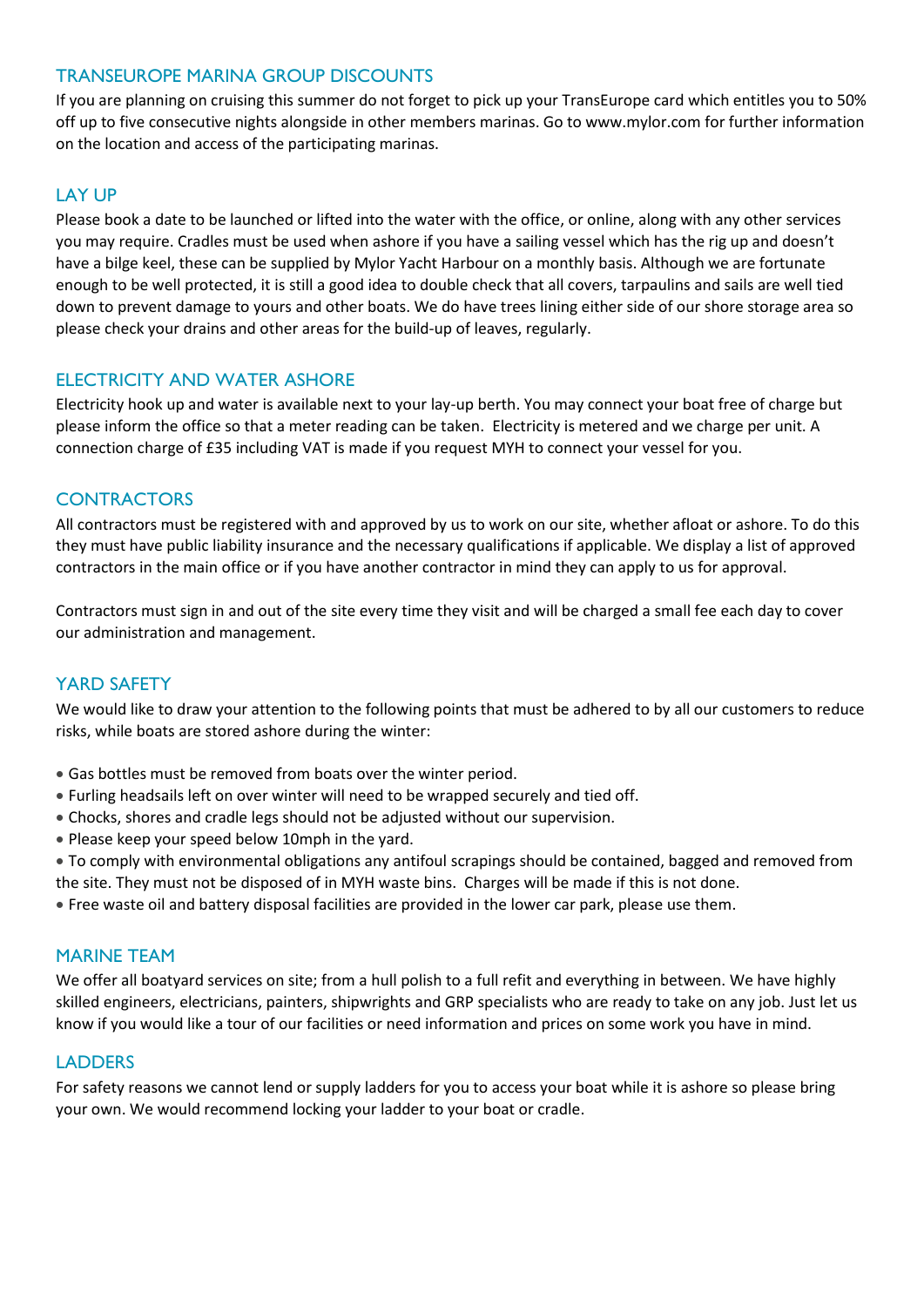## TRANSEUROPE MARINA GROUP DISCOUNTS

If you are planning on cruising this summer do not forget to pick up your TransEurope card which entitles you to 50% off up to five consecutive nights alongside in other members marinas. Go to www.mylor.com for further information on the location and access of the participating marinas.

## LAY UP

Please book a date to be launched or lifted into the water with the office, or online, along with any other services you may require. Cradles must be used when ashore if you have a sailing vessel which has the rig up and doesn't have a bilge keel, these can be supplied by Mylor Yacht Harbour on a monthly basis. Although we are fortunate enough to be well protected, it is still a good idea to double check that all covers, tarpaulins and sails are well tied down to prevent damage to yours and other boats. We do have trees lining either side of our shore storage area so please check your drains and other areas for the build-up of leaves, regularly.

## ELECTRICITY AND WATER ASHORE

Electricity hook up and water is available next to your lay-up berth. You may connect your boat free of charge but please inform the office so that a meter reading can be taken. Electricity is metered and we charge per unit. A connection charge of £35 including VAT is made if you request MYH to connect your vessel for you.

## CONTRACTORS

All contractors must be registered with and approved by us to work on our site, whether afloat or ashore. To do this they must have public liability insurance and the necessary qualifications if applicable. We display a list of approved contractors in the main office or if you have another contractor in mind they can apply to us for approval.

Contractors must sign in and out of the site every time they visit and will be charged a small fee each day to cover our administration and management.

## YARD SAFETY

We would like to draw your attention to the following points that must be adhered to by all our customers to reduce risks, while boats are stored ashore during the winter:

- Gas bottles must be removed from boats over the winter period.
- Furling headsails left on over winter will need to be wrapped securely and tied off.
- Chocks, shores and cradle legs should not be adjusted without our supervision.
- Please keep your speed below 10mph in the yard.
- To comply with environmental obligations any antifoul scrapings should be contained, bagged and removed from the site. They must not be disposed of in MYH waste bins. Charges will be made if this is not done.
- Free waste oil and battery disposal facilities are provided in the lower car park, please use them.

## MARINE TEAM

We offer all boatyard services on site; from a hull polish to a full refit and everything in between. We have highly skilled engineers, electricians, painters, shipwrights and GRP specialists who are ready to take on any job. Just let us know if you would like a tour of our facilities or need information and prices on some work you have in mind.

## LADDERS

For safety reasons we cannot lend or supply ladders for you to access your boat while it is ashore so please bring your own. We would recommend locking your ladder to your boat or cradle.